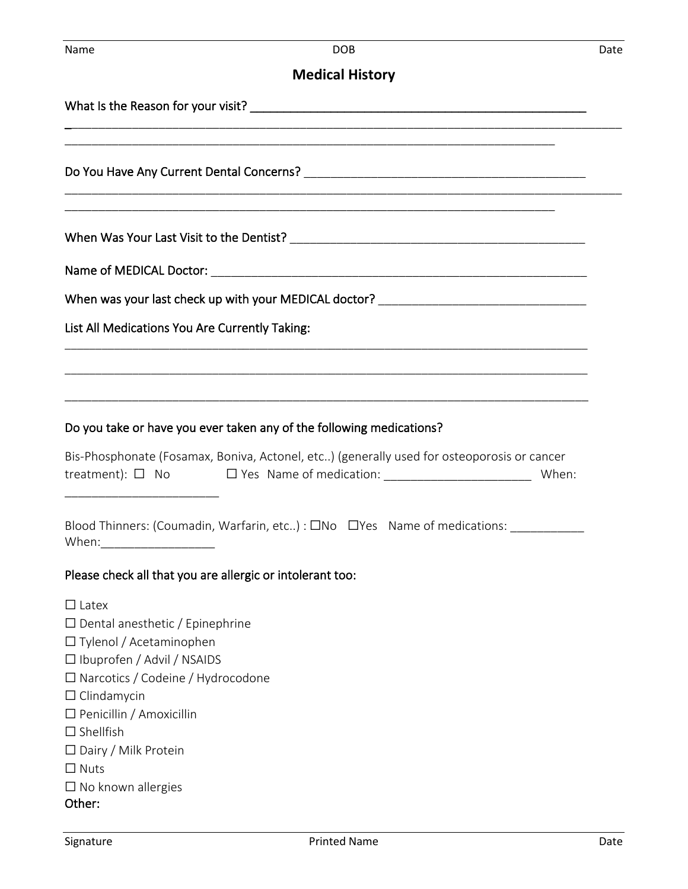Name DOB Date

## Medical History

What Is the Reason for your visit? ______________________________________________________________

______________________________________________________________________________________________

______________________________________________________________________________________________

Do You Have Any Current Dental Concerns? ______________________________________________

______________________________________________________________________________________________

______________________________________________________________________________________________

When Was Your Last Visit to the Dentist? ______________________________________________

Name of MEDICAL Doctor: ______________________________________________________________

When was your last check up with your MEDICAL doctor? _________________________________

List All Medications You Are Currently Taking:

______________________________________________________________________________________________

______________________________________________________________________________________________

______________________________________________________________________________________________

### Do you take or have you ever taken any of the following medications?

Bis-Phosphonate (Fosamax, Boniva, Actonel, etc..) (generally used for osteoporosis or cancer treatment): ☐ No ☐ Yes Name of medication: _______________________ When: _______________________

Blood Thinners: (Coumadin, Warfarin, etc..) : ☐No ☐Yes Name of medications: ___________ When:_________________

### Please check all that you are allergic or intolerant too:

☐ Latex
☐ Dental anesthetic / Epinephrine
☐ Tylenol / Acetaminophen
☐ Ibuprofen / Advil / NSAIDS
☐ Narcotics / Codeine / Hydrocodone
☐ Clindamycin
☐ Penicillin / Amoxicillin
☐ Shellfish
☐ Dairy / Milk Protein
☐ Nuts
☐ No known allergies

Other:

Signature Printed Name Date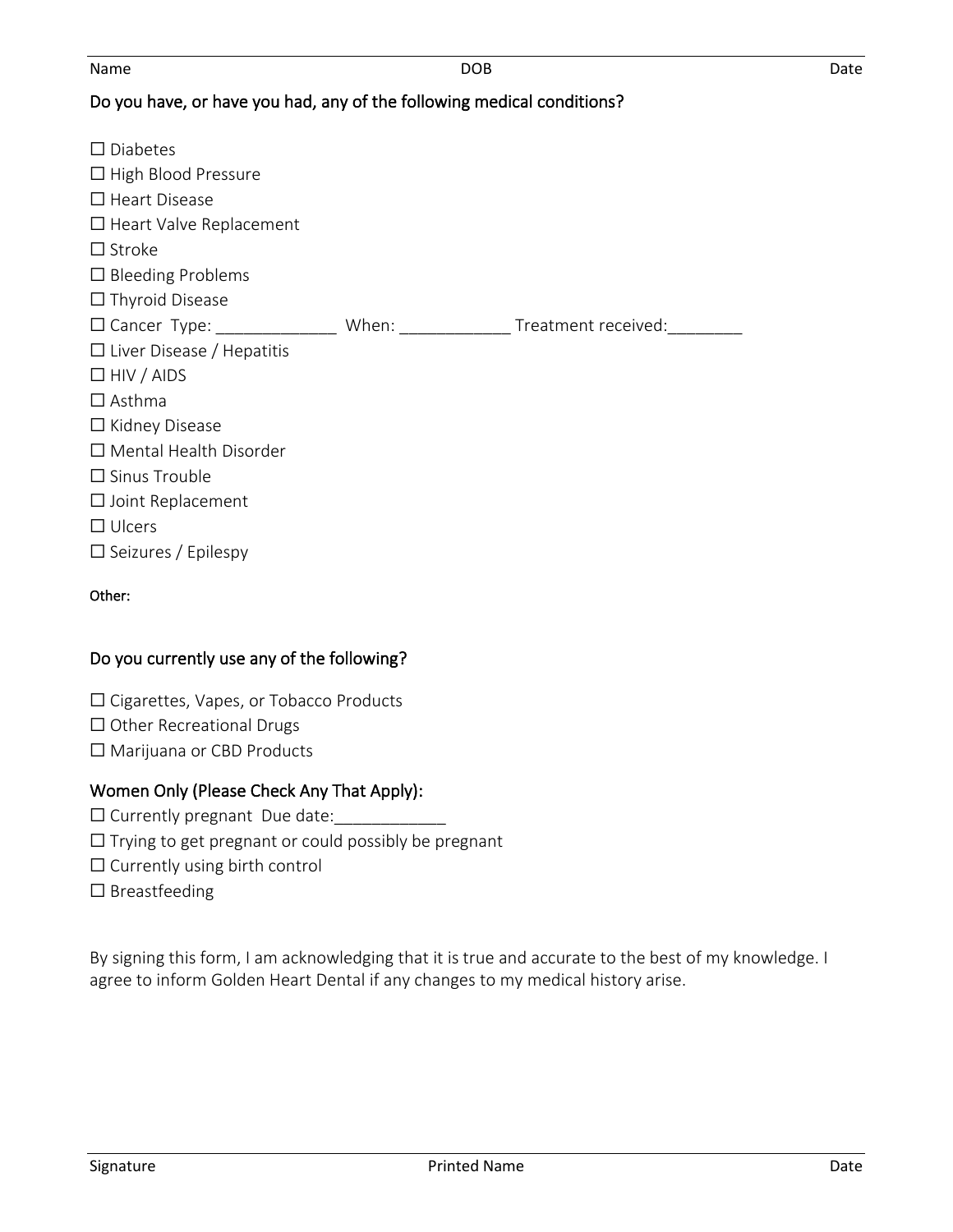Name DOB Date

## Do you have, or have you had, any of the following medical conditions?

☐ Diabetes
☐ High Blood Pressure
☐ Heart Disease
☐ Heart Valve Replacement
☐ Stroke
☐ Bleeding Problems
☐ Thyroid Disease
☐ Cancer Type: _____________ When: ____________ Treatment received:________
☐ Liver Disease / Hepatitis
☐ HIV / AIDS
☐ Asthma
☐ Kidney Disease
☐ Mental Health Disorder
☐ Sinus Trouble
☐ Joint Replacement
☐ Ulcers
☐ Seizures / Epilespy

Other:

## Do you currently use any of the following?

☐ Cigarettes, Vapes, or Tobacco Products
☐ Other Recreational Drugs
☐ Marijuana or CBD Products

## Women Only (Please Check Any That Apply):

☐ Currently pregnant Due date:____________
☐ Trying to get pregnant or could possibly be pregnant
☐ Currently using birth control
☐ Breastfeeding

By signing this form, I am acknowledging that it is true and accurate to the best of my knowledge. I agree to inform Golden Heart Dental if any changes to my medical history arise.

Signature Printed Name Date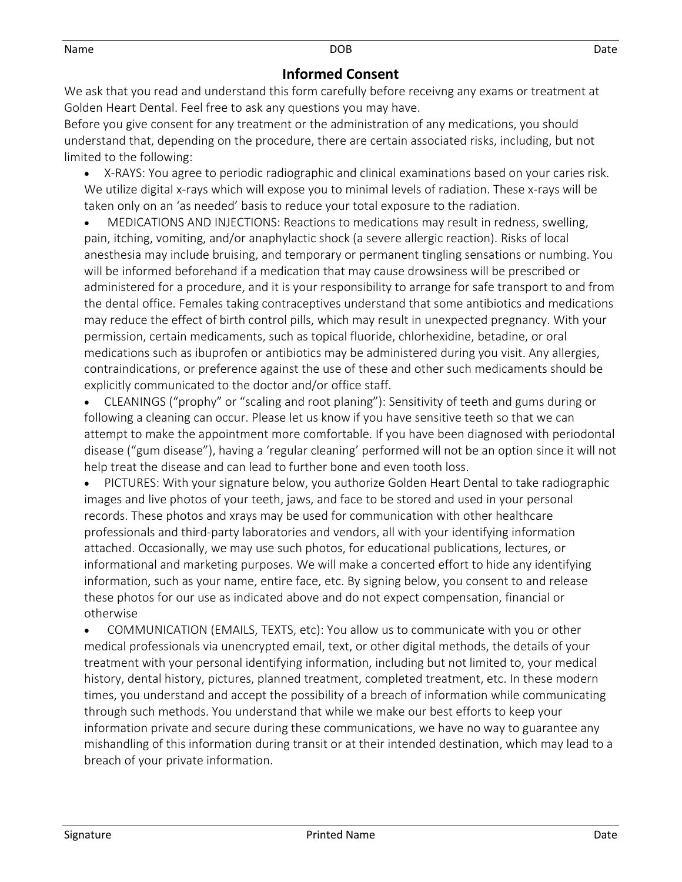Name DOB Date

# Informed Consent

We ask that you read and understand this form carefully before receivng any exams or treatment at Golden Heart Dental. Feel free to ask any questions you may have.

Before you give consent for any treatment or the administration of any medications, you should understand that, depending on the procedure, there are certain associated risks, including, but not limited to the following:

- X-RAYS: You agree to periodic radiographic and clinical examinations based on your caries risk. We utilize digital x-rays which will expose you to minimal levels of radiation. These x-rays will be taken only on an 'as needed' basis to reduce your total exposure to the radiation.
- MEDICATIONS AND INJECTIONS: Reactions to medications may result in redness, swelling, pain, itching, vomiting, and/or anaphylactic shock (a severe allergic reaction). Risks of local anesthesia may include bruising, and temporary or permanent tingling sensations or numbing. You will be informed beforehand if a medication that may cause drowsiness will be prescribed or administered for a procedure, and it is your responsibility to arrange for safe transport to and from the dental office. Females taking contraceptives understand that some antibiotics and medications may reduce the effect of birth control pills, which may result in unexpected pregnancy. With your permission, certain medicaments, such as topical fluoride, chlorhexidine, betadine, or oral medications such as ibuprofen or antibiotics may be administered during you visit. Any allergies, contraindications, or preference against the use of these and other such medicaments should be explicitly communicated to the doctor and/or office staff.
- CLEANINGS ("prophy" or "scaling and root planing"): Sensitivity of teeth and gums during or following a cleaning can occur. Please let us know if you have sensitive teeth so that we can attempt to make the appointment more comfortable. If you have been diagnosed with periodontal disease ("gum disease"), having a 'regular cleaning' performed will not be an option since it will not help treat the disease and can lead to further bone and even tooth loss.
- PICTURES: With your signature below, you authorize Golden Heart Dental to take radiographic images and live photos of your teeth, jaws, and face to be stored and used in your personal records. These photos and xrays may be used for communication with other healthcare professionals and third-party laboratories and vendors, all with your identifying information attached. Occasionally, we may use such photos, for educational publications, lectures, or informational and marketing purposes. We will make a concerted effort to hide any identifying information, such as your name, entire face, etc. By signing below, you consent to and release these photos for our use as indicated above and do not expect compensation, financial or otherwise
- COMMUNICATION (EMAILS, TEXTS, etc): You allow us to communicate with you or other medical professionals via unencrypted email, text, or other digital methods, the details of your treatment with your personal identifying information, including but not limited to, your medical history, dental history, pictures, planned treatment, completed treatment, etc. In these modern times, you understand and accept the possibility of a breach of information while communicating through such methods. You understand that while we make our best efforts to keep your information private and secure during these communications, we have no way to guarantee any mishandling of this information during transit or at their intended destination, which may lead to a breach of your private information.

Signature Printed Name Date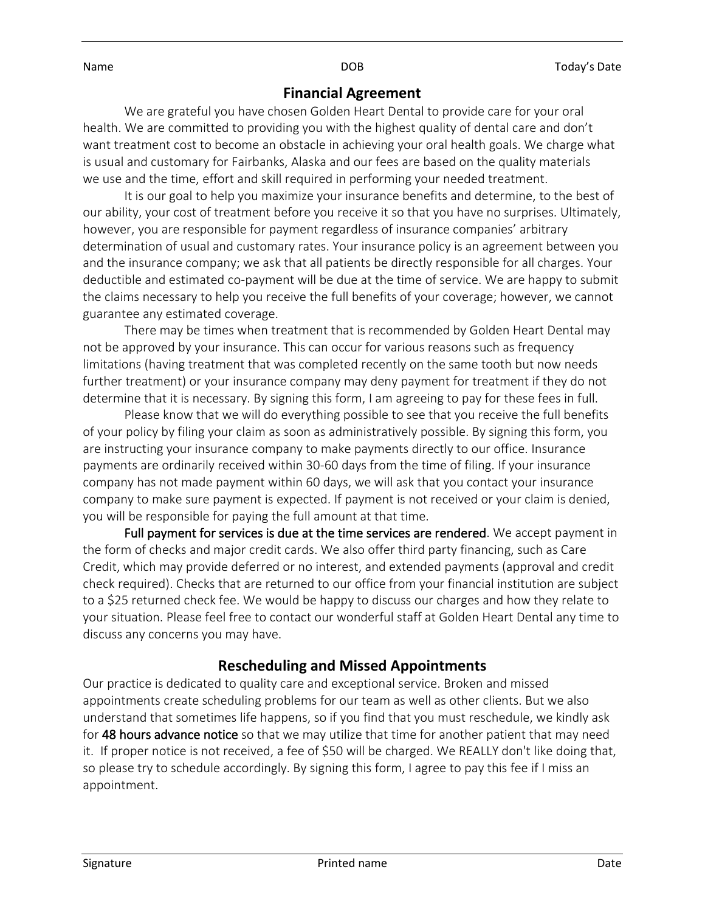Name DOB Today's Date

## Financial Agreement

We are grateful you have chosen Golden Heart Dental to provide care for your oral health. We are committed to providing you with the highest quality of dental care and don't want treatment cost to become an obstacle in achieving your oral health goals. We charge what is usual and customary for Fairbanks, Alaska and our fees are based on the quality materials we use and the time, effort and skill required in performing your needed treatment.

It is our goal to help you maximize your insurance benefits and determine, to the best of our ability, your cost of treatment before you receive it so that you have no surprises. Ultimately, however, you are responsible for payment regardless of insurance companies' arbitrary determination of usual and customary rates. Your insurance policy is an agreement between you and the insurance company; we ask that all patients be directly responsible for all charges. Your deductible and estimated co-payment will be due at the time of service. We are happy to submit the claims necessary to help you receive the full benefits of your coverage; however, we cannot guarantee any estimated coverage.

There may be times when treatment that is recommended by Golden Heart Dental may not be approved by your insurance. This can occur for various reasons such as frequency limitations (having treatment that was completed recently on the same tooth but now needs further treatment) or your insurance company may deny payment for treatment if they do not determine that it is necessary. By signing this form, I am agreeing to pay for these fees in full.

Please know that we will do everything possible to see that you receive the full benefits of your policy by filing your claim as soon as administratively possible. By signing this form, you are instructing your insurance company to make payments directly to our office. Insurance payments are ordinarily received within 30-60 days from the time of filing. If your insurance company has not made payment within 60 days, we will ask that you contact your insurance company to make sure payment is expected. If payment is not received or your claim is denied, you will be responsible for paying the full amount at that time.

**Full payment for services is due at the time services are rendered**. We accept payment in the form of checks and major credit cards. We also offer third party financing, such as Care Credit, which may provide deferred or no interest, and extended payments (approval and credit check required). Checks that are returned to our office from your financial institution are subject to a $25 returned check fee. We would be happy to discuss our charges and how they relate to your situation. Please feel free to contact our wonderful staff at Golden Heart Dental any time to discuss any concerns you may have.

## Rescheduling and Missed Appointments

Our practice is dedicated to quality care and exceptional service. Broken and missed appointments create scheduling problems for our team as well as other clients. But we also understand that sometimes life happens, so if you find that you must reschedule, we kindly ask for **48 hours advance notice** so that we may utilize that time for another patient that may need it. If proper notice is not received, a fee of $50 will be charged. We REALLY don't like doing that, so please try to schedule accordingly. By signing this form, I agree to pay this fee if I miss an appointment.

Signature Printed name Date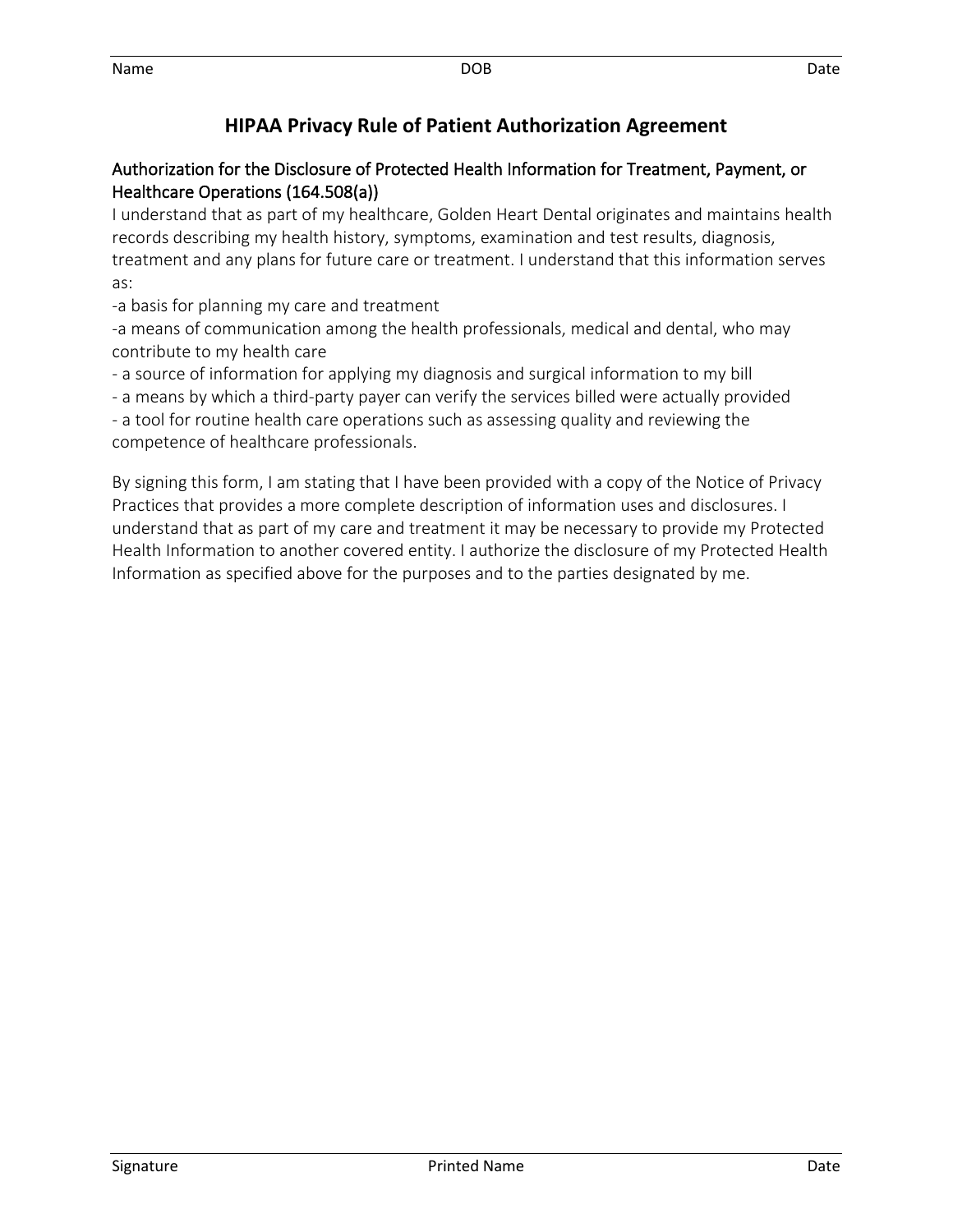Name DOB Date

# HIPAA Privacy Rule of Patient Authorization Agreement

## Authorization for the Disclosure of Protected Health Information for Treatment, Payment, or Healthcare Operations (164.508(a))

I understand that as part of my healthcare, Golden Heart Dental originates and maintains health records describing my health history, symptoms, examination and test results, diagnosis, treatment and any plans for future care or treatment. I understand that this information serves as:

-a basis for planning my care and treatment

-a means of communication among the health professionals, medical and dental, who may contribute to my health care

- a source of information for applying my diagnosis and surgical information to my bill
- a means by which a third-party payer can verify the services billed were actually provided
- a tool for routine health care operations such as assessing quality and reviewing the competence of healthcare professionals.

By signing this form, I am stating that I have been provided with a copy of the Notice of Privacy Practices that provides a more complete description of information uses and disclosures. I understand that as part of my care and treatment it may be necessary to provide my Protected Health Information to another covered entity. I authorize the disclosure of my Protected Health Information as specified above for the purposes and to the parties designated by me.

Signature Printed Name Date